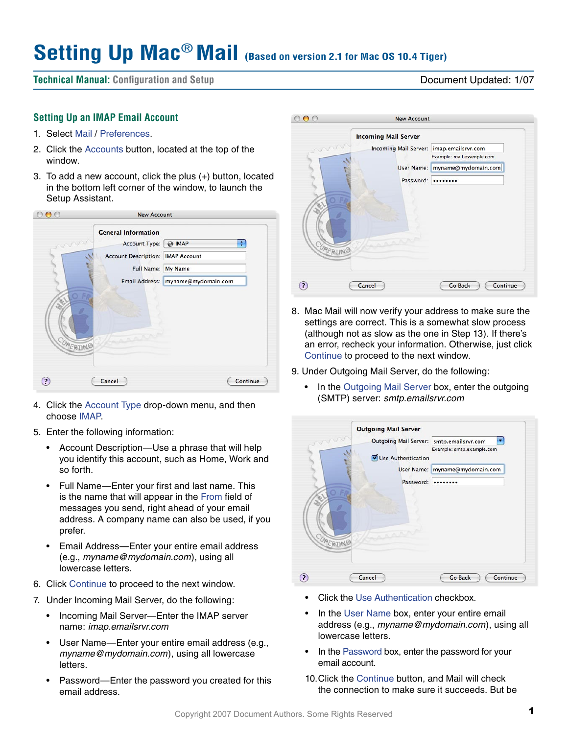# Setting Up Mac® Mail (Based on version 2.1 for Mac OS 10.4 Tiger)

**Technical Manual:** Configuration and Setup — Document Updated: 1/07

## Setting Up an IMAP Email Account

1. Select Mail / Preferences.
2. Click the Accounts button, located at the top of the window.
3. To add a new account, click the plus (+) button, located in the bottom left corner of the window, to launch the Setup Assistant.
4. Click the Account Type drop-down menu, and then choose IMAP.
5. Enter the following information:
   - Account Description—Use a phrase that will help you identify this account, such as Home, Work and so forth.
   - Full Name—Enter your first and last name. This is the name that will appear in the From field of messages you send, right ahead of your email address. A company name can also be used, if you prefer.
   - Email Address—Enter your entire email address (e.g., *myname@mydomain.com*), using all lowercase letters.
6. Click Continue to proceed to the next window.
7. Under Incoming Mail Server, do the following:
   - Incoming Mail Server—Enter the IMAP server name: *imap.emailsrvr.com*
   - User Name—Enter your entire email address (e.g., *myname@mydomain.com*), using all lowercase letters.
   - Password—Enter the password you created for this email address.
8. Mac Mail will now verify your address to make sure the settings are correct. This is a somewhat slow process (although not as slow as the one in Step 13). If there's an error, recheck your information. Otherwise, just click Continue to proceed to the next window.
9. Under Outgoing Mail Server, do the following:
   - In the Outgoing Mail Server box, enter the outgoing (SMTP) server: *smtp.emailsrvr.com*
   - Click the Use Authentication checkbox.
   - In the User Name box, enter your entire email address (e.g., *myname@mydomain.com*), using all lowercase letters.
   - In the Password box, enter the password for your email account.
10. Click the Continue button, and Mail will check the connection to make sure it succeeds. But be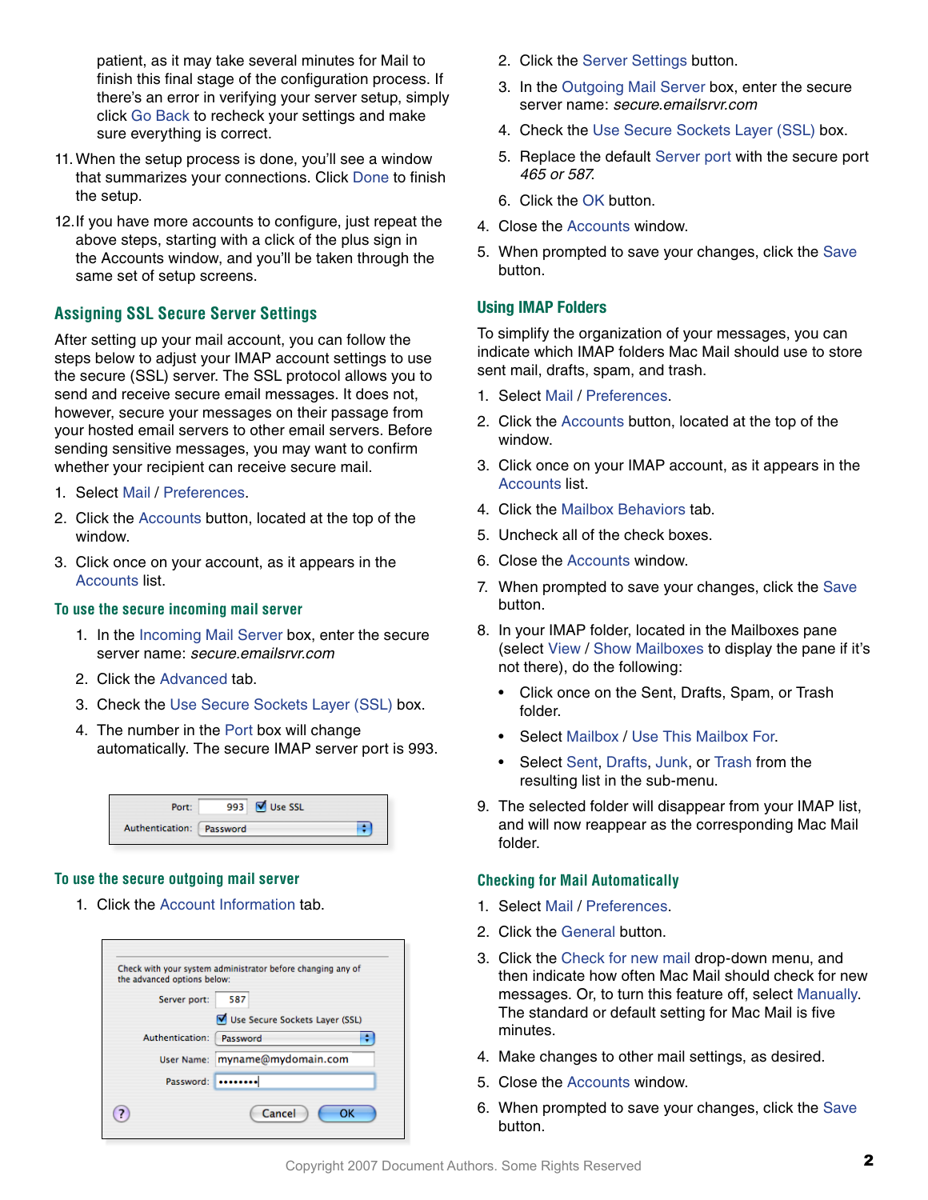patient, as it may take several minutes for Mail to finish this final stage of the configuration process. If there's an error in verifying your server setup, simply click Go Back to recheck your settings and make sure everything is correct.

11. When the setup process is done, you'll see a window that summarizes your connections. Click Done to finish the setup.
12. If you have more accounts to configure, just repeat the above steps, starting with a click of the plus sign in the Accounts window, and you'll be taken through the same set of setup screens.

## Assigning SSL Secure Server Settings

After setting up your mail account, you can follow the steps below to adjust your IMAP account settings to use the secure (SSL) server. The SSL protocol allows you to send and receive secure email messages. It does not, however, secure your messages on their passage from your hosted email servers to other email servers. Before sending sensitive messages, you may want to confirm whether your recipient can receive secure mail.

1. Select Mail / Preferences.
2. Click the Accounts button, located at the top of the window.
3. Click once on your account, as it appears in the Accounts list.

### To use the secure incoming mail server

1. In the Incoming Mail Server box, enter the secure server name: *secure.emailsrvr.com*
2. Click the Advanced tab.
3. Check the Use Secure Sockets Layer (SSL) box.
4. The number in the Port box will change automatically. The secure IMAP server port is 993.

Port: 993 Use SSL
Authentication: Password

### To use the secure outgoing mail server

1. Click the Account Information tab.

Check with your system administrator before changing any of the advanced options below:
Server port: 587
Use Secure Sockets Layer (SSL)
Authentication: Password
User Name: myname@mydomain.com
Password: ••••••••
Cancel OK

2. Click the Server Settings button.
3. In the Outgoing Mail Server box, enter the secure server name: *secure.emailsrvr.com*
4. Check the Use Secure Sockets Layer (SSL) box.
5. Replace the default Server port with the secure port *465 or 587.*
6. Click the OK button.

4. Close the Accounts window.
5. When prompted to save your changes, click the Save button.

## Using IMAP Folders

To simplify the organization of your messages, you can indicate which IMAP folders Mac Mail should use to store sent mail, drafts, spam, and trash.

1. Select Mail / Preferences.
2. Click the Accounts button, located at the top of the window.
3. Click once on your IMAP account, as it appears in the Accounts list.
4. Click the Mailbox Behaviors tab.
5. Uncheck all of the check boxes.
6. Close the Accounts window.
7. When prompted to save your changes, click the Save button.
8. In your IMAP folder, located in the Mailboxes pane (select View / Show Mailboxes to display the pane if it's not there), do the following:
   - Click once on the Sent, Drafts, Spam, or Trash folder.
   - Select Mailbox / Use This Mailbox For.
   - Select Sent, Drafts, Junk, or Trash from the resulting list in the sub-menu.
9. The selected folder will disappear from your IMAP list, and will now reappear as the corresponding Mac Mail folder.

## Checking for Mail Automatically

1. Select Mail / Preferences.
2. Click the General button.
3. Click the Check for new mail drop-down menu, and then indicate how often Mac Mail should check for new messages. Or, to turn this feature off, select Manually. The standard or default setting for Mac Mail is five minutes.
4. Make changes to other mail settings, as desired.
5. Close the Accounts window.
6. When prompted to save your changes, click the Save button.